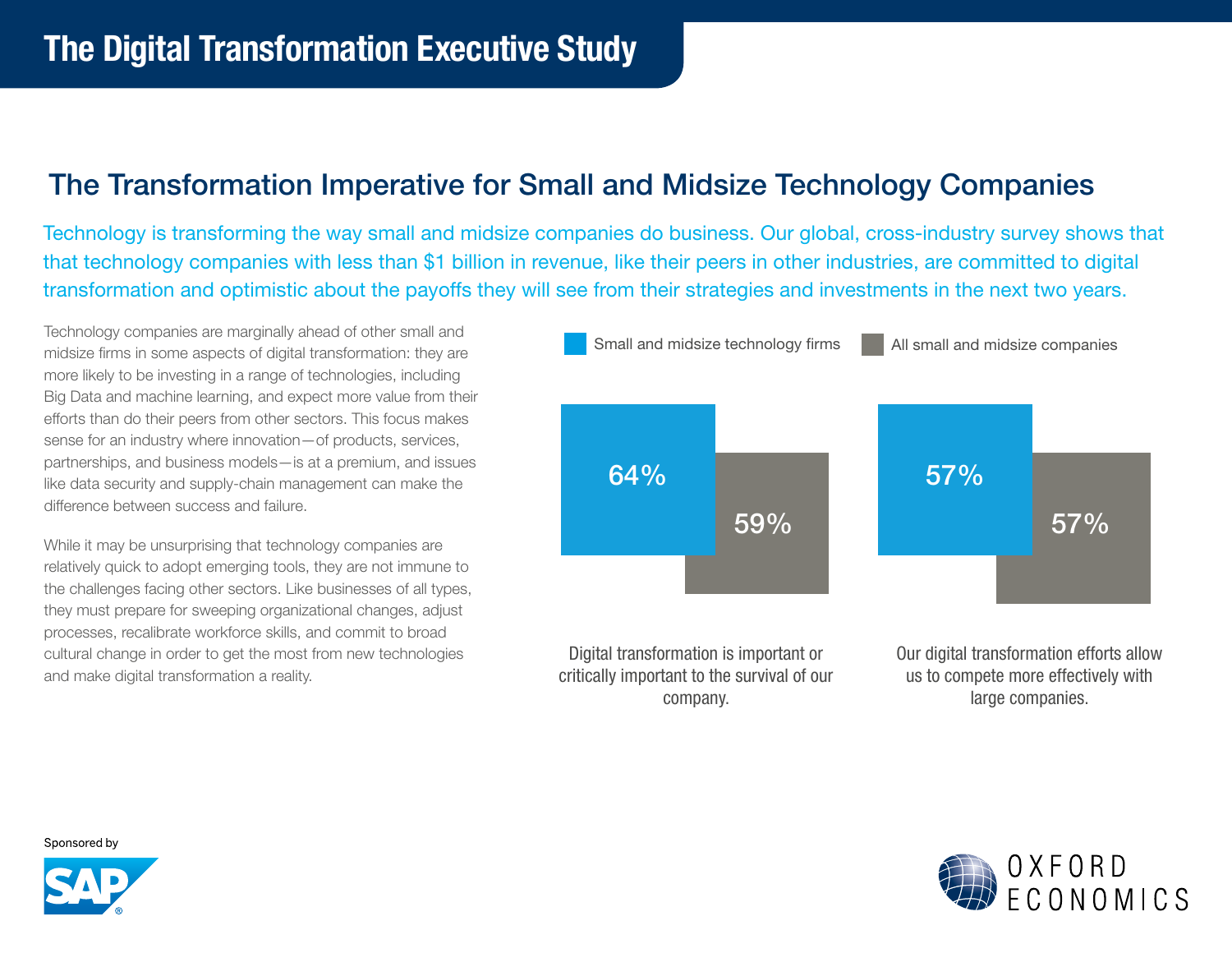# The Digital Transformation Executive Study

## The Transformation Imperative for Small and Midsize Technology Companies

Technology is transforming the way small and midsize companies do business. Our global, cross-industry survey shows that that technology companies with less than $1 billion in revenue, like their peers in other industries, are committed to digital transformation and optimistic about the payoffs they will see from their strategies and investments in the next two years.

Technology companies are marginally ahead of other small and midsize firms in some aspects of digital transformation: they are more likely to be investing in a range of technologies, including Big Data and machine learning, and expect more value from their efforts than do their peers from other sectors. This focus makes sense for an industry where innovation—of products, services, partnerships, and business models—is at a premium, and issues like data security and supply-chain management can make the difference between success and failure.

While it may be unsurprising that technology companies are relatively quick to adopt emerging tools, they are not immune to the challenges facing other sectors. Like businesses of all types, they must prepare for sweeping organizational changes, adjust processes, recalibrate workforce skills, and commit to broad cultural change in order to get the most from new technologies and make digital transformation a reality.

| | Small and midsize technology firms | All small and midsize companies |
|---|---|---|
| Digital transformation is important or critically important to the survival of our company. | 64% | 59% |
| Our digital transformation efforts allow us to compete more effectively with large companies. | 57% | 57% |

Sponsored by SAP

OXFORD ECONOMICS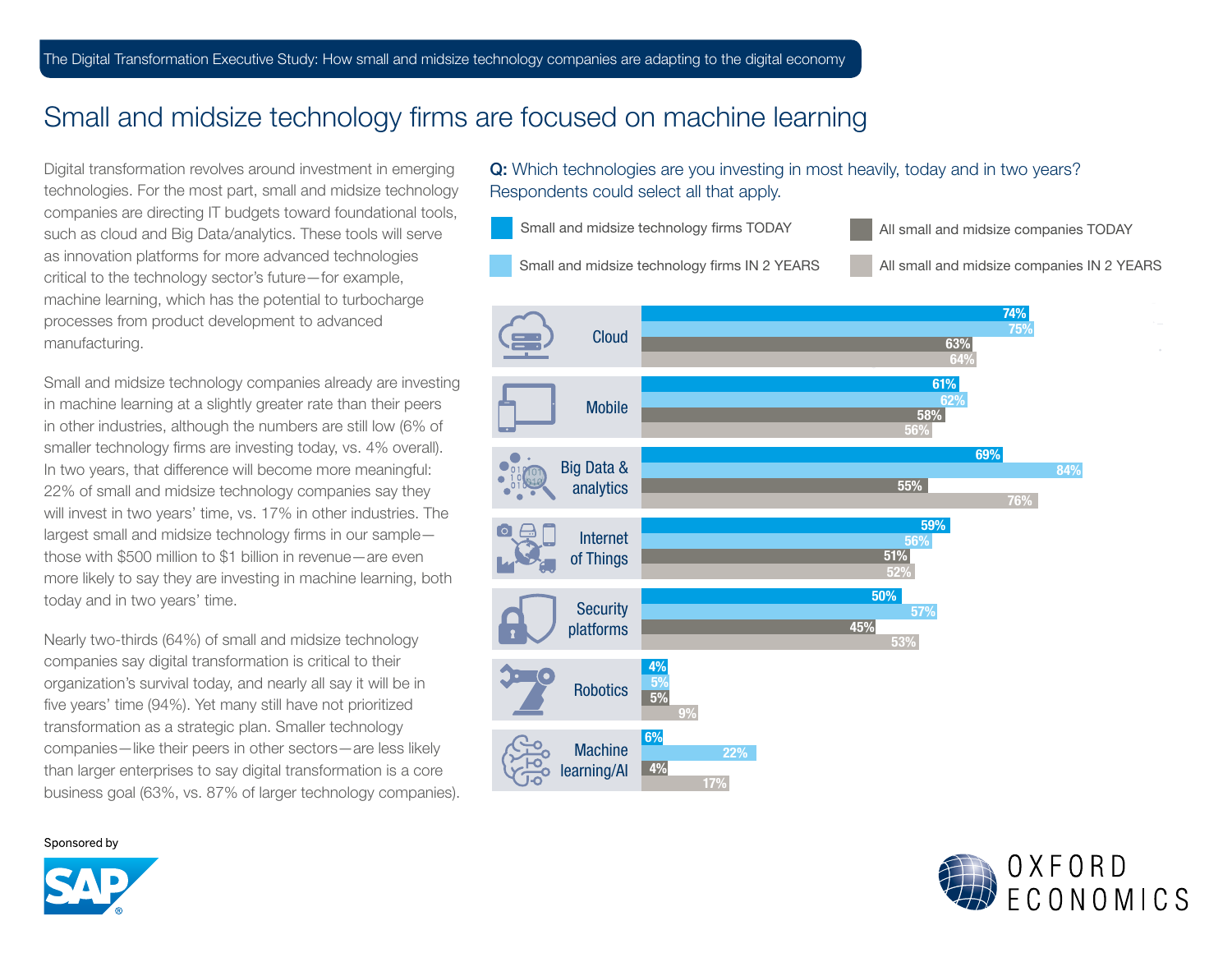# Small and midsize technology firms are focused on machine learning

Digital transformation revolves around investment in emerging technologies. For the most part, small and midsize technology companies are directing IT budgets toward foundational tools, such as cloud and Big Data/analytics. These tools will serve as innovation platforms for more advanced technologies critical to the technology sector's future—for example, machine learning, which has the potential to turbocharge processes from product development to advanced manufacturing.

Small and midsize technology companies already are investing in machine learning at a slightly greater rate than their peers in other industries, although the numbers are still low (6% of smaller technology firms are investing today, vs. 4% overall). In two years, that difference will become more meaningful: 22% of small and midsize technology companies say they will invest in two years' time, vs. 17% in other industries. The largest small and midsize technology firms in our sample—those with $500 million to $1 billion in revenue—are even more likely to say they are investing in machine learning, both today and in two years' time.

Nearly two-thirds (64%) of small and midsize technology companies say digital transformation is critical to their organization's survival today, and nearly all say it will be in five years' time (94%). Yet many still have not prioritized transformation as a strategic plan. Smaller technology companies—like their peers in other sectors—are less likely than larger enterprises to say digital transformation is a core business goal (63%, vs. 87% of larger technology companies).

**Q:** Which technologies are you investing in most heavily, today and in two years? Respondents could select all that apply.

| Technology | Small and midsize technology firms TODAY | Small and midsize technology firms IN 2 YEARS | All small and midsize companies TODAY | All small and midsize companies IN 2 YEARS |
|---|---|---|---|---|
| Cloud | 74% | 75% | 63% | 64% |
| Mobile | 61% | 62% | 58% | 56% |
| Big Data & analytics | 69% | 84% | 55% | 76% |
| Internet of Things | 59% | 56% | 51% | 52% |
| Security platforms | 50% | 57% | 45% | 53% |
| Robotics | 4% | 5% | 5% | 9% |
| Machine learning/AI | 6% | 22% | 4% | 17% |

Sponsored by SAP

OXFORD ECONOMICS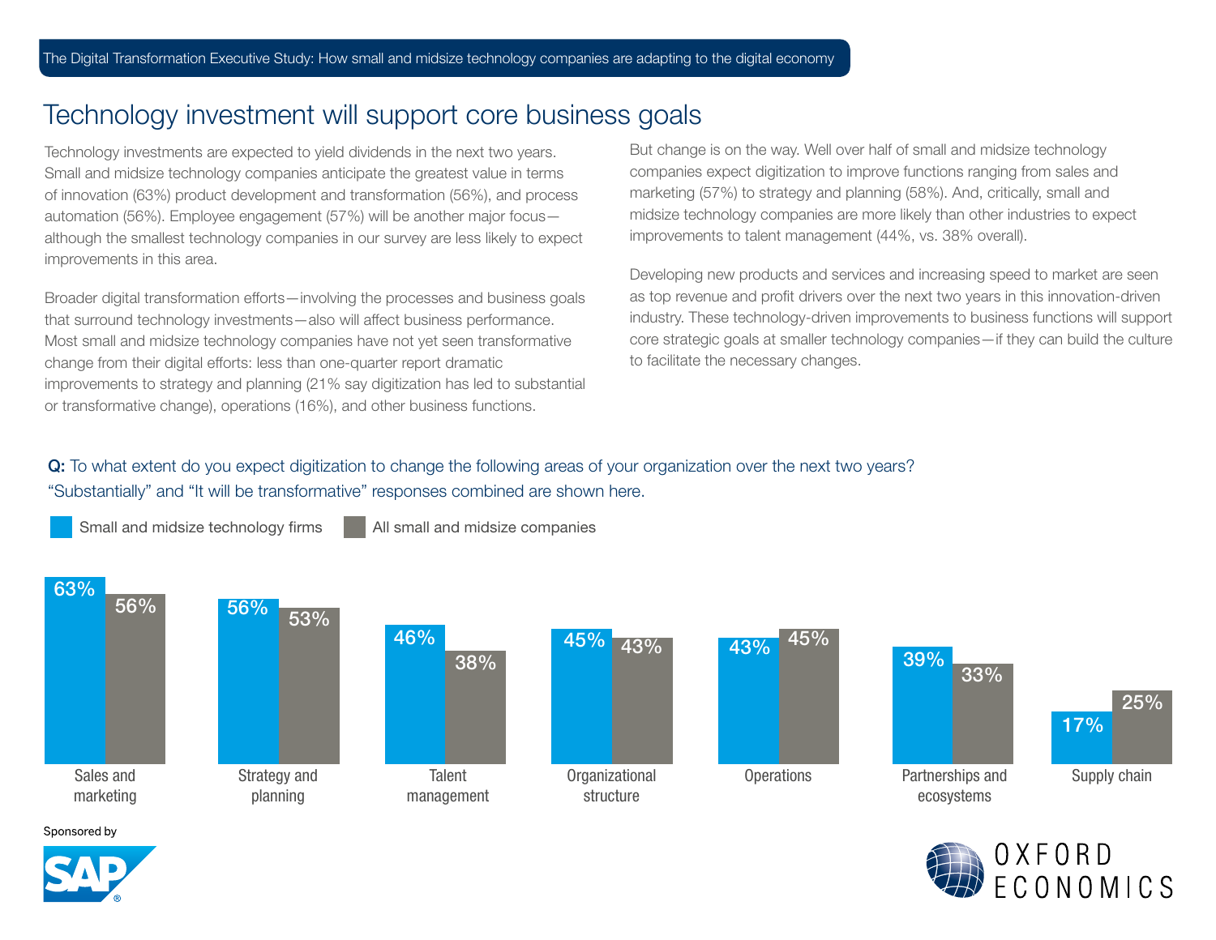# Technology investment will support core business goals

Technology investments are expected to yield dividends in the next two years. Small and midsize technology companies anticipate the greatest value in terms of innovation (63%) product development and transformation (56%), and process automation (56%). Employee engagement (57%) will be another major focus—although the smallest technology companies in our survey are less likely to expect improvements in this area.

Broader digital transformation efforts—involving the processes and business goals that surround technology investments—also will affect business performance. Most small and midsize technology companies have not yet seen transformative change from their digital efforts: less than one-quarter report dramatic improvements to strategy and planning (21% say digitization has led to substantial or transformative change), operations (16%), and other business functions.

But change is on the way. Well over half of small and midsize technology companies expect digitization to improve functions ranging from sales and marketing (57%) to strategy and planning (58%). And, critically, small and midsize technology companies are more likely than other industries to expect improvements to talent management (44%, vs. 38% overall).

Developing new products and services and increasing speed to market are seen as top revenue and profit drivers over the next two years in this innovation-driven industry. These technology-driven improvements to business functions will support core strategic goals at smaller technology companies—if they can build the culture to facilitate the necessary changes.

**Q:** To what extent do you expect digitization to change the following areas of your organization over the next two years? "Substantially" and "It will be transformative" responses combined are shown here.

| Area | Small and midsize technology firms | All small and midsize companies |
|---|---|---|
| Sales and marketing | 63% | 56% |
| Strategy and planning | 56% | 53% |
| Talent management | 46% | 38% |
| Organizational structure | 45% | 43% |
| Operations | 43% | 45% |
| Partnerships and ecosystems | 39% | 33% |
| Supply chain | 17% | 25% |

Sponsored by SAP

OXFORD ECONOMICS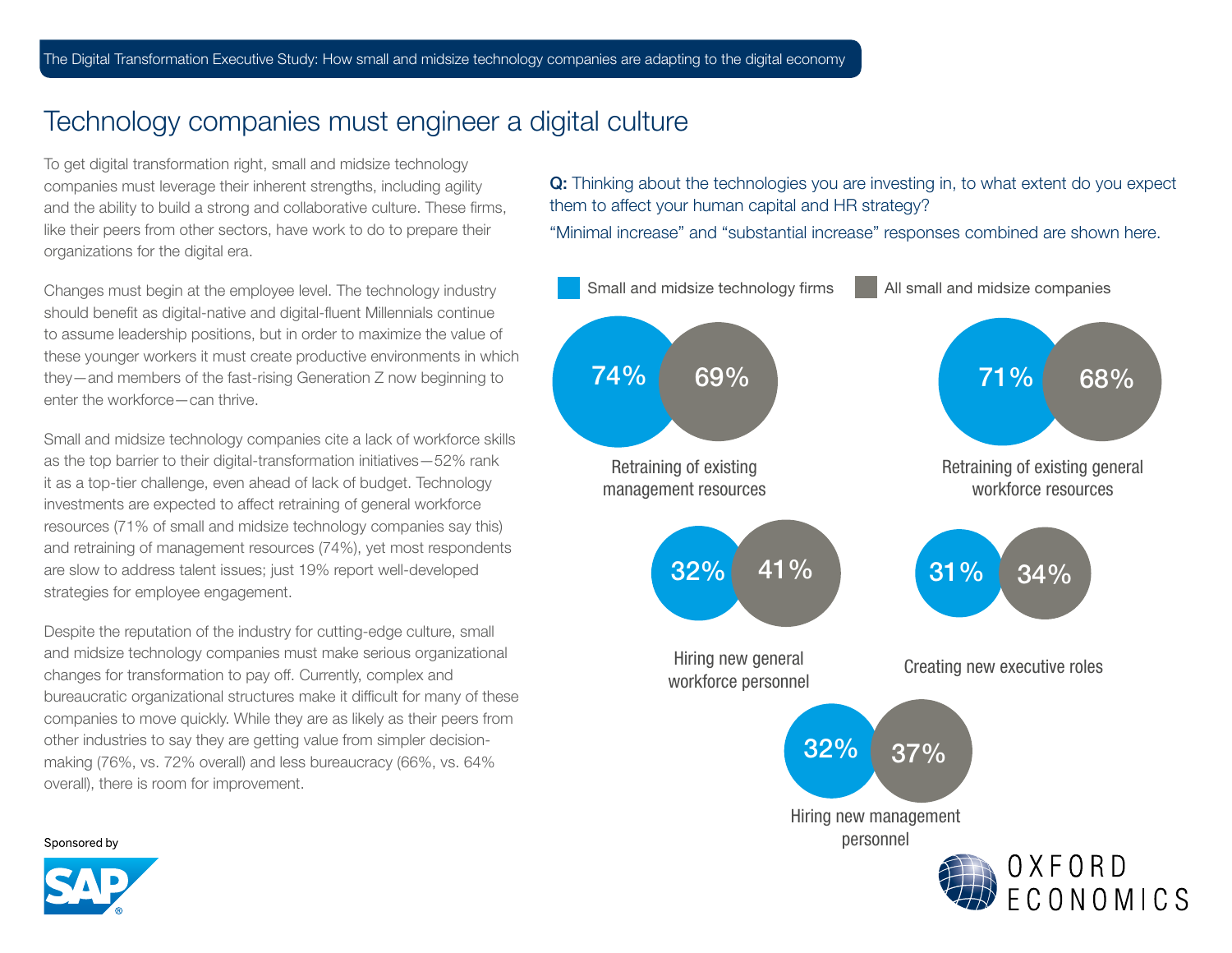# Technology companies must engineer a digital culture

To get digital transformation right, small and midsize technology companies must leverage their inherent strengths, including agility and the ability to build a strong and collaborative culture. These firms, like their peers from other sectors, have work to do to prepare their organizations for the digital era.

Changes must begin at the employee level. The technology industry should benefit as digital-native and digital-fluent Millennials continue to assume leadership positions, but in order to maximize the value of these younger workers it must create productive environments in which they—and members of the fast-rising Generation Z now beginning to enter the workforce—can thrive.

Small and midsize technology companies cite a lack of workforce skills as the top barrier to their digital-transformation initiatives—52% rank it as a top-tier challenge, even ahead of lack of budget. Technology investments are expected to affect retraining of general workforce resources (71% of small and midsize technology companies say this) and retraining of management resources (74%), yet most respondents are slow to address talent issues; just 19% report well-developed strategies for employee engagement.

Despite the reputation of the industry for cutting-edge culture, small and midsize technology companies must make serious organizational changes for transformation to pay off. Currently, complex and bureaucratic organizational structures make it difficult for many of these companies to move quickly. While they are as likely as their peers from other industries to say they are getting value from simpler decision-making (76%, vs. 72% overall) and less bureaucracy (66%, vs. 64% overall), there is room for improvement.

**Q:** Thinking about the technologies you are investing in, to what extent do you expect them to affect your human capital and HR strategy?

"Minimal increase" and "substantial increase" responses combined are shown here.

| | Small and midsize technology firms | All small and midsize companies |
|---|---|---|
| Retraining of existing management resources | 74% | 69% |
| Retraining of existing general workforce resources | 71% | 68% |
| Hiring new general workforce personnel | 32% | 41% |
| Creating new executive roles | 31% | 34% |
| Hiring new management personnel | 32% | 37% |

Sponsored by SAP

OXFORD ECONOMICS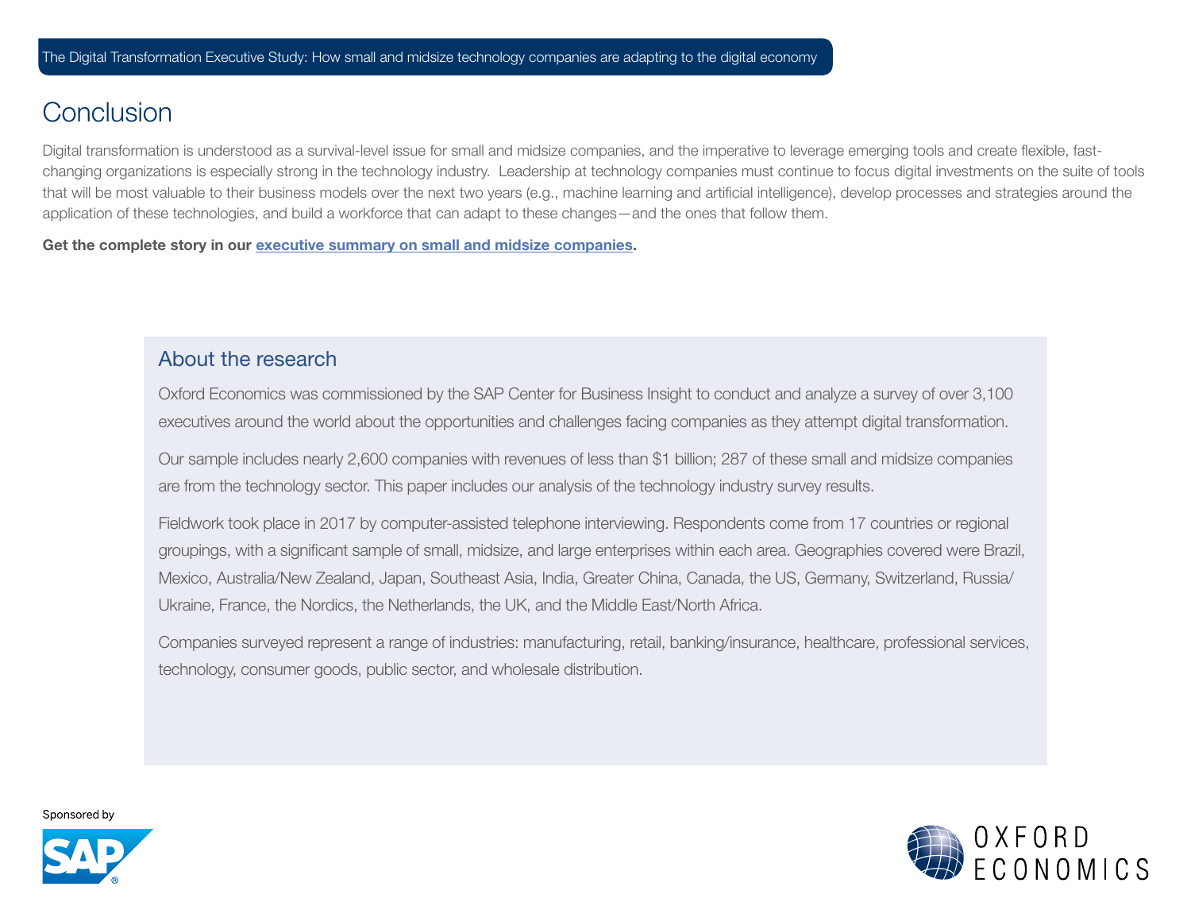## Conclusion

Digital transformation is understood as a survival-level issue for small and midsize companies, and the imperative to leverage emerging tools and create flexible, fast-changing organizations is especially strong in the technology industry. Leadership at technology companies must continue to focus digital investments on the suite of tools that will be most valuable to their business models over the next two years (e.g., machine learning and artificial intelligence), develop processes and strategies around the application of these technologies, and build a workforce that can adapt to these changes—and the ones that follow them.

**Get the complete story in our executive summary on small and midsize companies.**

### About the research

Oxford Economics was commissioned by the SAP Center for Business Insight to conduct and analyze a survey of over 3,100 executives around the world about the opportunities and challenges facing companies as they attempt digital transformation.

Our sample includes nearly 2,600 companies with revenues of less than $1 billion; 287 of these small and midsize companies are from the technology sector. This paper includes our analysis of the technology industry survey results.

Fieldwork took place in 2017 by computer-assisted telephone interviewing. Respondents come from 17 countries or regional groupings, with a significant sample of small, midsize, and large enterprises within each area. Geographies covered were Brazil, Mexico, Australia/New Zealand, Japan, Southeast Asia, India, Greater China, Canada, the US, Germany, Switzerland, Russia/Ukraine, France, the Nordics, the Netherlands, the UK, and the Middle East/North Africa.

Companies surveyed represent a range of industries: manufacturing, retail, banking/insurance, healthcare, professional services, technology, consumer goods, public sector, and wholesale distribution.

Sponsored by

SAP

OXFORD ECONOMICS